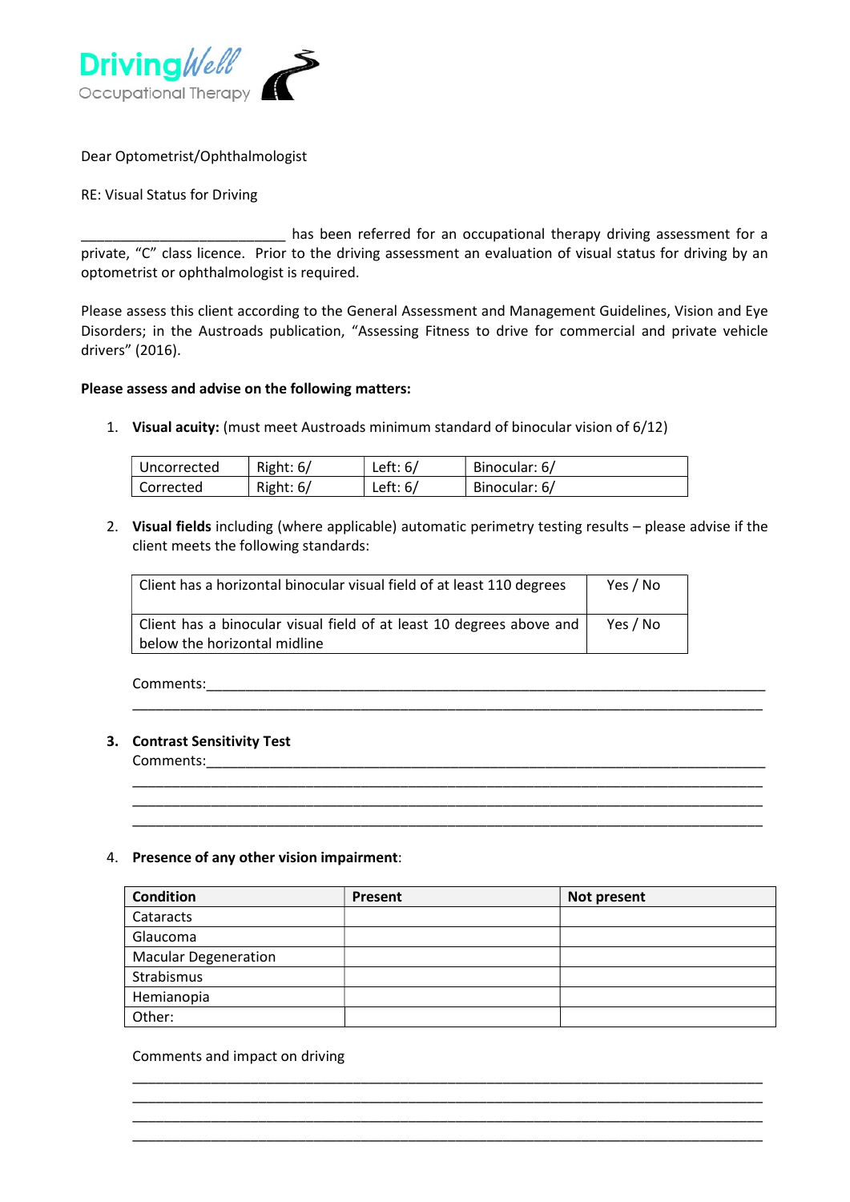DrivingWell Occupational Therapy

Dear Optometrist/Ophthalmologist

RE: Visual Status for Driving

__________________________ has been referred for an occupational therapy driving assessment for a private, "C" class licence. Prior to the driving assessment an evaluation of visual status for driving by an optometrist or ophthalmologist is required.

Please assess this client according to the General Assessment and Management Guidelines, Vision and Eye Disorders; in the Austroads publication, "Assessing Fitness to drive for commercial and private vehicle drivers" (2016).

**Please assess and advise on the following matters:**

1. **Visual acuity:** (must meet Austroads minimum standard of binocular vision of 6/12)

| | | | |
|---|---|---|---|
| Uncorrected | Right: 6/ | Left: 6/ | Binocular: 6/ |
| Corrected | Right: 6/ | Left: 6/ | Binocular: 6/ |

2. **Visual fields** including (where applicable) automatic perimetry testing results – please advise if the client meets the following standards:

| | |
|---|---|
| Client has a horizontal binocular visual field of at least 110 degrees | Yes / No |
| Client has a binocular visual field of at least 10 degrees above and below the horizontal midline | Yes / No |

Comments:____________________________________________________________________________
______________________________________________________________________________________

3. **Contrast Sensitivity Test**

Comments:____________________________________________________________________________
______________________________________________________________________________________
______________________________________________________________________________________
______________________________________________________________________________________

4. **Presence of any other vision impairment**:

| Condition | Present | Not present |
|---|---|---|
| Cataracts | | |
| Glaucoma | | |
| Macular Degeneration | | |
| Strabismus | | |
| Hemianopia | | |
| Other: | | |

Comments and impact on driving

______________________________________________________________________________________
______________________________________________________________________________________
______________________________________________________________________________________
______________________________________________________________________________________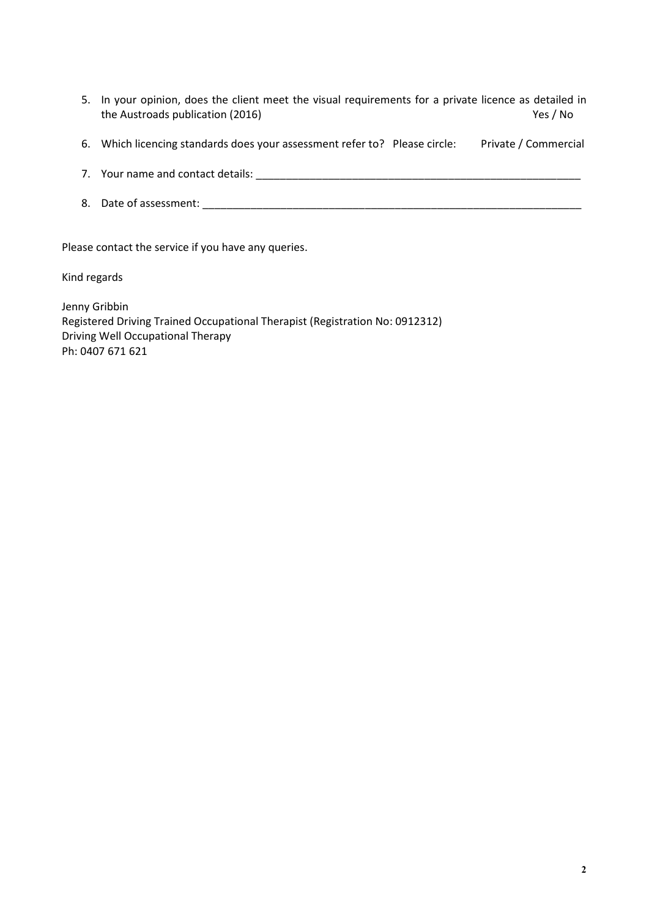5. In your opinion, does the client meet the visual requirements for a private licence as detailed in the Austroads publication (2016) Yes / No

6. Which licencing standards does your assessment refer to? Please circle: Private / Commercial

7. Your name and contact details: ___________________________________________________________

8. Date of assessment: ___________________________________________________________________

Please contact the service if you have any queries.

Kind regards

Jenny Gribbin
Registered Driving Trained Occupational Therapist (Registration No: 0912312)
Driving Well Occupational Therapy
Ph: 0407 671 621